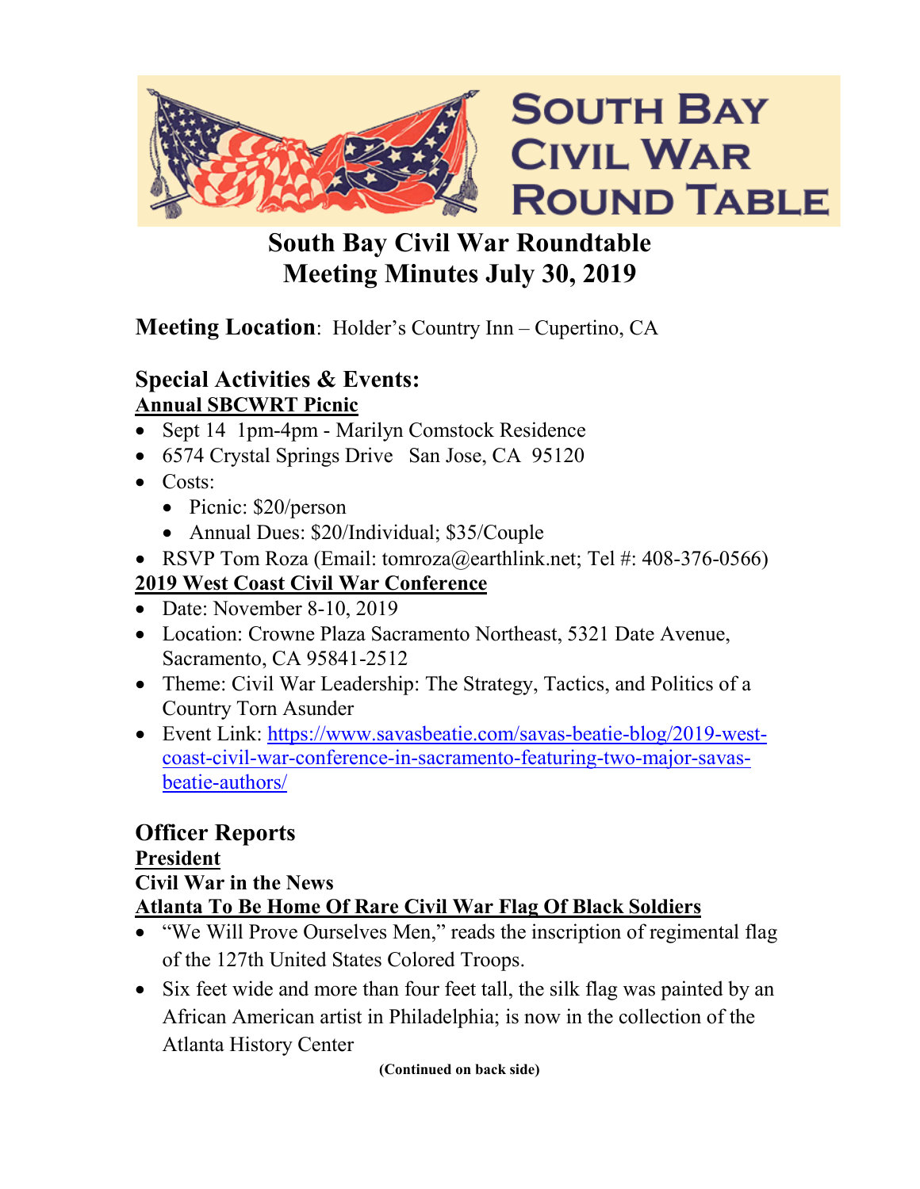# South Bay Civil War Round Table

## South Bay Civil War Roundtable
## Meeting Minutes July 30, 2019

**Meeting Location**: Holder's Country Inn – Cupertino, CA

## Special Activities & Events:

**Annual SBCWRT Picnic**

- Sept 14 1pm-4pm - Marilyn Comstock Residence
- 6574 Crystal Springs Drive San Jose, CA 95120
- Costs:
  - Picnic: $20/person
  - Annual Dues: $20/Individual; $35/Couple
- RSVP Tom Roza (Email: tomroza@earthlink.net; Tel #: 408-376-0566)

**2019 West Coast Civil War Conference**

- Date: November 8-10, 2019
- Location: Crowne Plaza Sacramento Northeast, 5321 Date Avenue, Sacramento, CA 95841-2512
- Theme: Civil War Leadership: The Strategy, Tactics, and Politics of a Country Torn Asunder
- Event Link: [https://www.savasbeatie.com/savas-beatie-blog/2019-west-coast-civil-war-conference-in-sacramento-featuring-two-major-savas-beatie-authors/](https://www.savasbeatie.com/savas-beatie-blog/2019-west-coast-civil-war-conference-in-sacramento-featuring-two-major-savas-beatie-authors/)

## Officer Reports

**President**

**Civil War in the News**

**Atlanta To Be Home Of Rare Civil War Flag Of Black Soldiers**

- "We Will Prove Ourselves Men," reads the inscription of regimental flag of the 127th United States Colored Troops.
- Six feet wide and more than four feet tall, the silk flag was painted by an African American artist in Philadelphia; is now in the collection of the Atlanta History Center

**(Continued on back side)**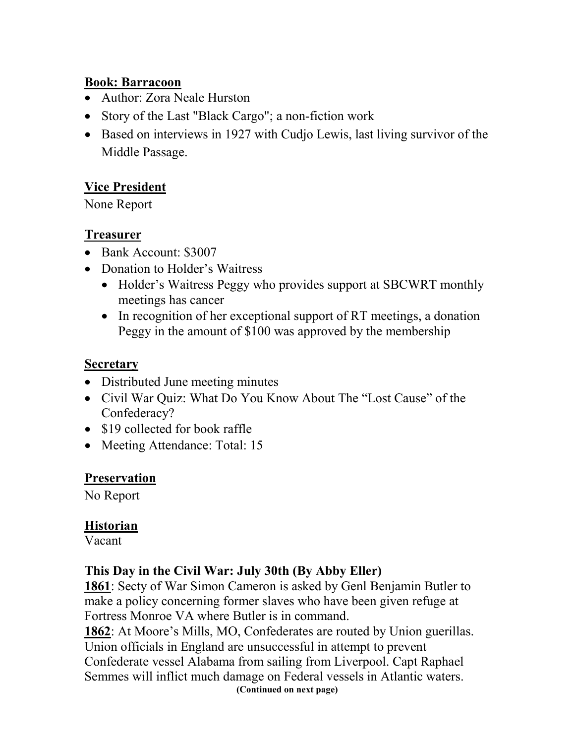**Book: Barracoon**

- Author: Zora Neale Hurston
- Story of the Last "Black Cargo"; a non-fiction work
- Based on interviews in 1927 with Cudjo Lewis, last living survivor of the Middle Passage.

**Vice President**

None Report

**Treasurer**

- Bank Account: $3007
- Donation to Holder's Waitress
    - Holder's Waitress Peggy who provides support at SBCWRT monthly meetings has cancer
    - In recognition of her exceptional support of RT meetings, a donation Peggy in the amount of $100 was approved by the membership

**Secretary**

- Distributed June meeting minutes
- Civil War Quiz: What Do You Know About The "Lost Cause" of the Confederacy?
- $19 collected for book raffle
- Meeting Attendance: Total: 15

**Preservation**

No Report

**Historian**

Vacant

**This Day in the Civil War: July 30th (By Abby Eller)**

**1861**: Secty of War Simon Cameron is asked by Genl Benjamin Butler to make a policy concerning former slaves who have been given refuge at Fortress Monroe VA where Butler is in command.

**1862**: At Moore's Mills, MO, Confederates are routed by Union guerillas. Union officials in England are unsuccessful in attempt to prevent Confederate vessel Alabama from sailing from Liverpool. Capt Raphael Semmes will inflict much damage on Federal vessels in Atlantic waters.

**(Continued on next page)**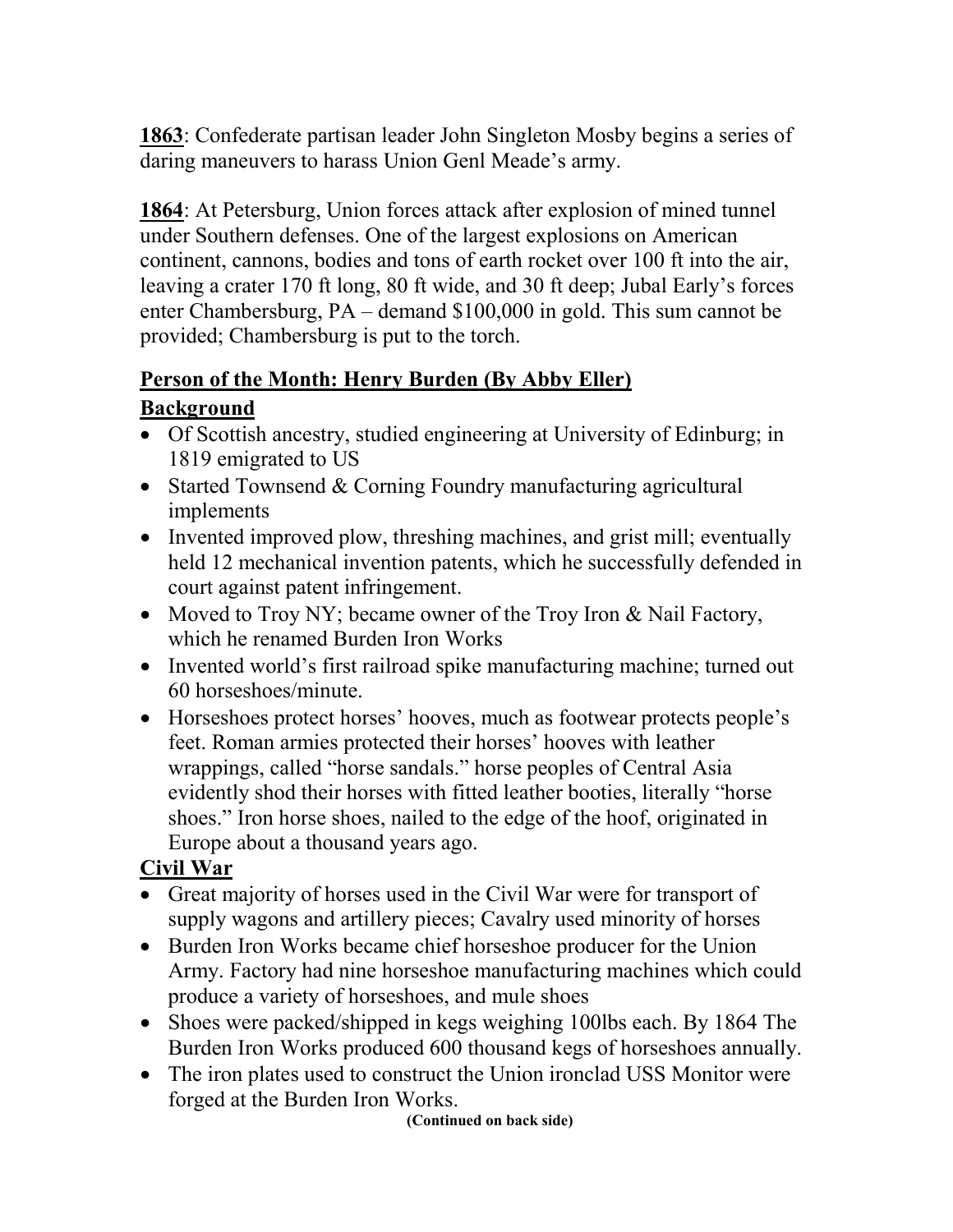**1863**: Confederate partisan leader John Singleton Mosby begins a series of daring maneuvers to harass Union Genl Meade's army.

**1864**: At Petersburg, Union forces attack after explosion of mined tunnel under Southern defenses. One of the largest explosions on American continent, cannons, bodies and tons of earth rocket over 100 ft into the air, leaving a crater 170 ft long, 80 ft wide, and 30 ft deep; Jubal Early's forces enter Chambersburg, PA – demand $100,000 in gold. This sum cannot be provided; Chambersburg is put to the torch.

## Person of the Month: Henry Burden (By Abby Eller)

### Background

- Of Scottish ancestry, studied engineering at University of Edinburg; in 1819 emigrated to US
- Started Townsend & Corning Foundry manufacturing agricultural implements
- Invented improved plow, threshing machines, and grist mill; eventually held 12 mechanical invention patents, which he successfully defended in court against patent infringement.
- Moved to Troy NY; became owner of the Troy Iron & Nail Factory, which he renamed Burden Iron Works
- Invented world's first railroad spike manufacturing machine; turned out 60 horseshoes/minute.
- Horseshoes protect horses' hooves, much as footwear protects people's feet. Roman armies protected their horses' hooves with leather wrappings, called "horse sandals." horse peoples of Central Asia evidently shod their horses with fitted leather booties, literally "horse shoes." Iron horse shoes, nailed to the edge of the hoof, originated in Europe about a thousand years ago.

### Civil War

- Great majority of horses used in the Civil War were for transport of supply wagons and artillery pieces; Cavalry used minority of horses
- Burden Iron Works became chief horseshoe producer for the Union Army. Factory had nine horseshoe manufacturing machines which could produce a variety of horseshoes, and mule shoes
- Shoes were packed/shipped in kegs weighing 100lbs each. By 1864 The Burden Iron Works produced 600 thousand kegs of horseshoes annually.
- The iron plates used to construct the Union ironclad USS Monitor were forged at the Burden Iron Works.

**(Continued on back side)**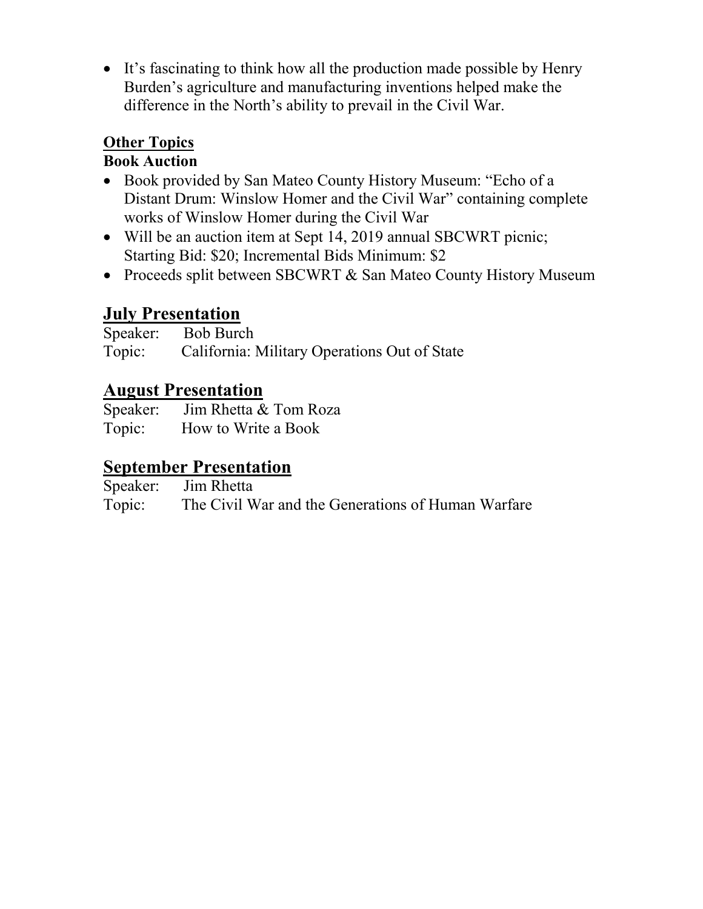- It's fascinating to think how all the production made possible by Henry Burden's agriculture and manufacturing inventions helped make the difference in the North's ability to prevail in the Civil War.

**Other Topics**

**Book Auction**

- Book provided by San Mateo County History Museum: "Echo of a Distant Drum: Winslow Homer and the Civil War" containing complete works of Winslow Homer during the Civil War
- Will be an auction item at Sept 14, 2019 annual SBCWRT picnic; Starting Bid: $20; Incremental Bids Minimum: $2
- Proceeds split between SBCWRT & San Mateo County History Museum

## July Presentation

Speaker: Bob Burch
Topic: California: Military Operations Out of State

## August Presentation

Speaker: Jim Rhetta & Tom Roza
Topic: How to Write a Book

## September Presentation

Speaker: Jim Rhetta
Topic: The Civil War and the Generations of Human Warfare